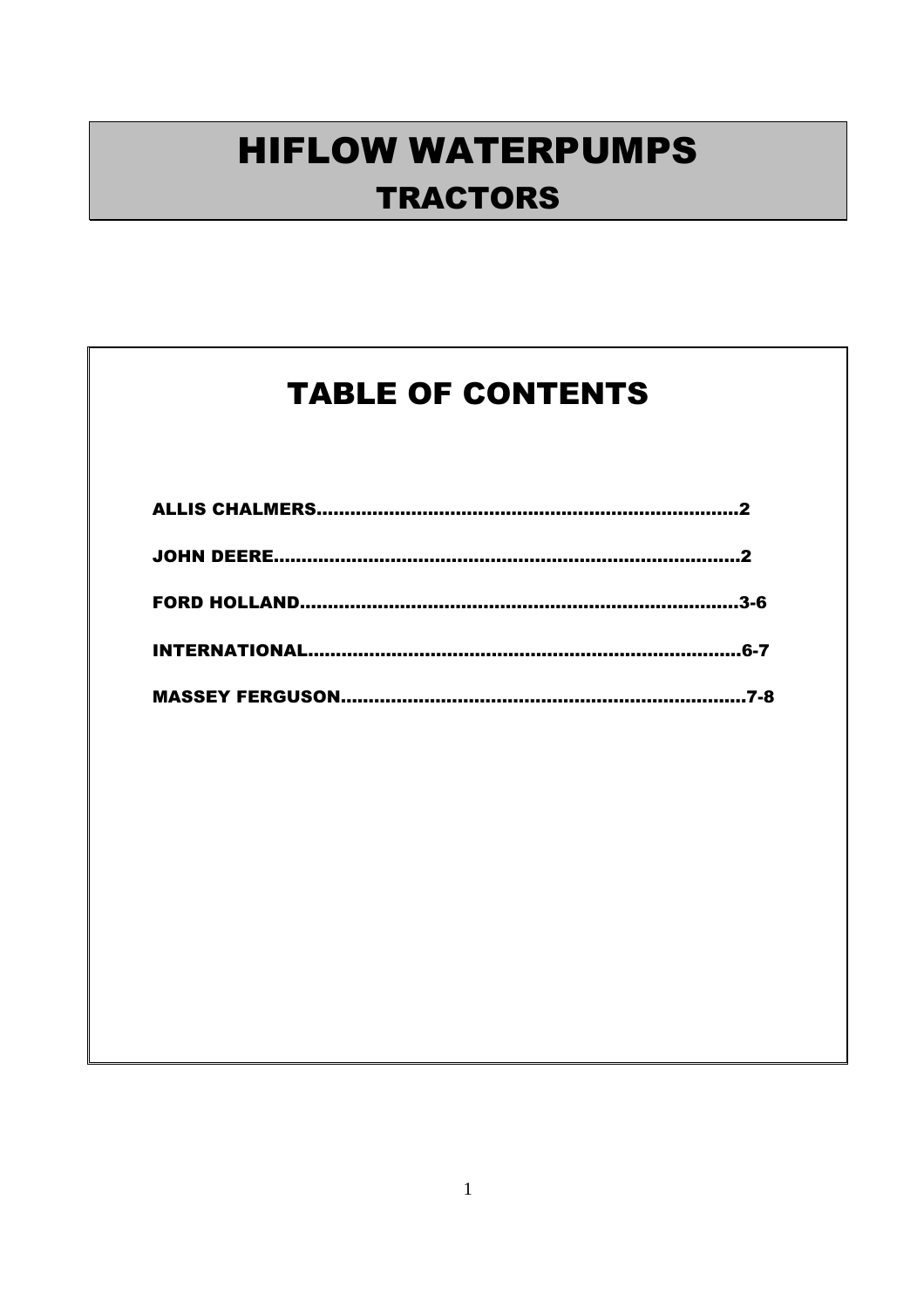# HIFLOW WATERPUMPS
## TRACTORS

## TABLE OF CONTENTS

**ALLIS CHALMERS............................................................................2**

**JOHN DEERE....................................................................................2**

**FORD HOLLAND..............................................................................3-6**

**INTERNATIONAL.............................................................................6-7**

**MASSEY FERGUSON.........................................................................7-8**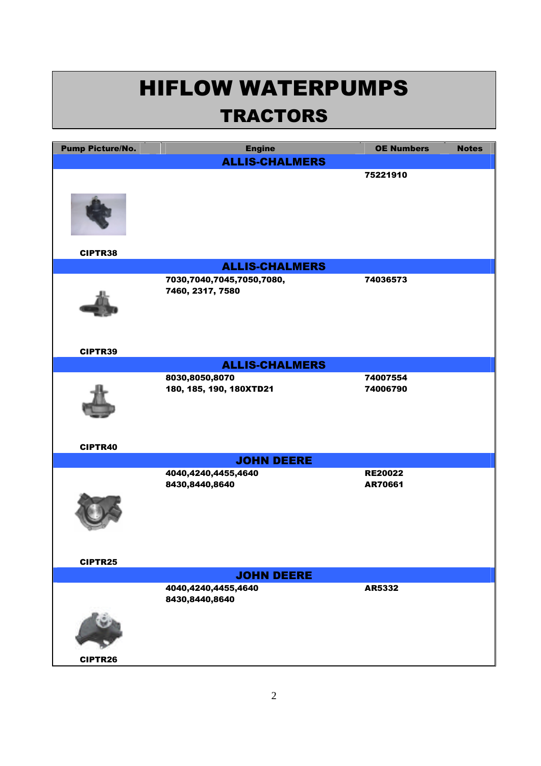# HIFLOW WATERPUMPS
## TRACTORS

| Pump Picture/No. | Engine | OE Numbers | Notes |
|---|---|---|---|
| | **ALLIS-CHALMERS** | | |
| CIPTR38 | | 75221910 | |
| | **ALLIS-CHALMERS** | | |
| CIPTR39 | 7030,7040,7045,7050,7080, 7460, 2317, 7580 | 74036573 | |
| | **ALLIS-CHALMERS** | | |
| CIPTR40 | 8030,8050,8070<br>180, 185, 190, 180XTD21 | 74007554<br>74006790 | |
| | **JOHN DEERE** | | |
| CIPTR25 | 4040,4240,4455,4640<br>8430,8440,8640 | RE20022<br>AR70661 | |
| | **JOHN DEERE** | | |
| CIPTR26 | 4040,4240,4455,4640<br>8430,8440,8640 | AR5332 | |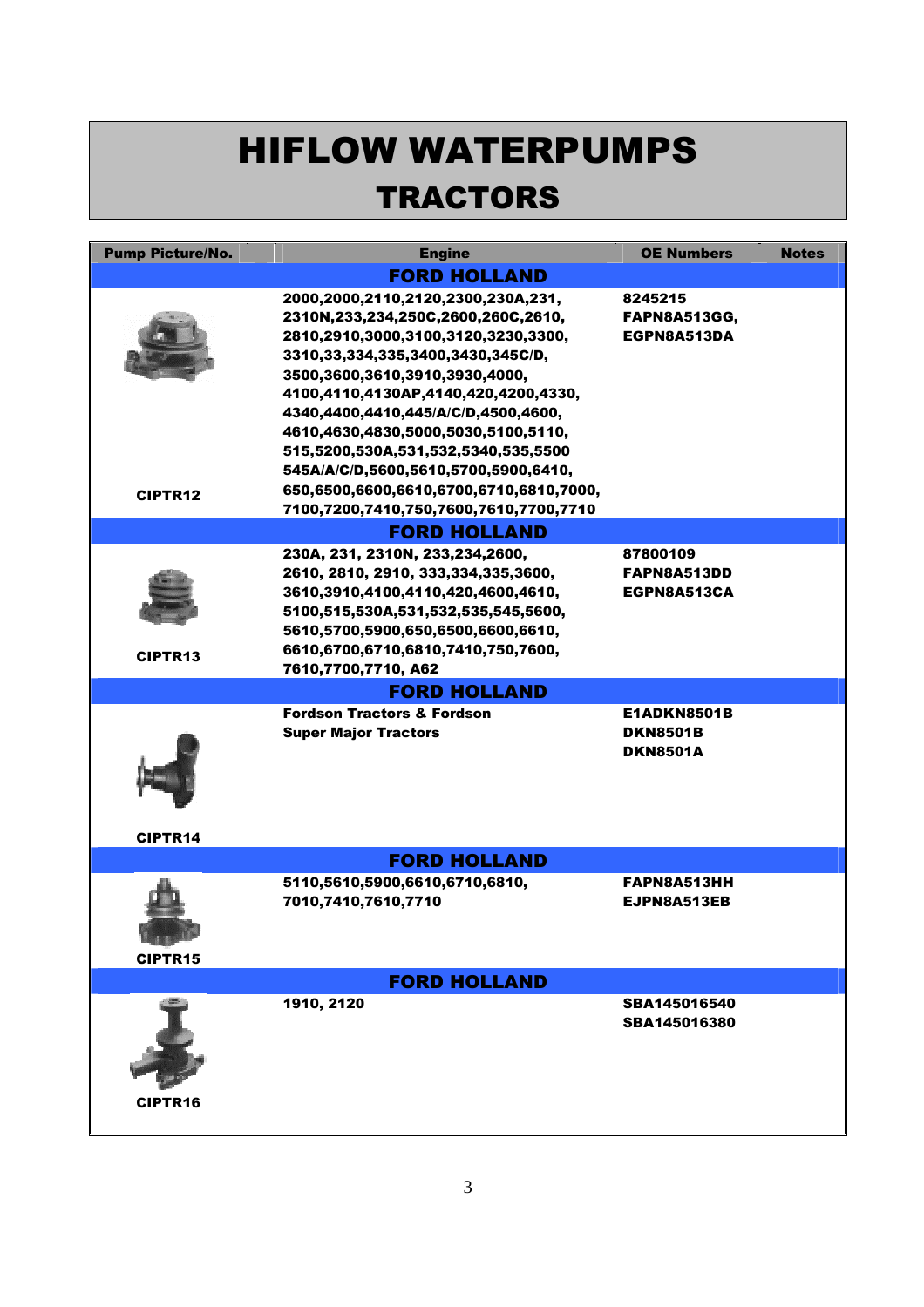# HIFLOW WATERPUMPS

## TRACTORS

| Pump Picture/No. | Engine | OE Numbers | Notes |
|---|---|---|---|
| **FORD HOLLAND** | | | |
| CIPTR12 | 2000,2000,2110,2120,2300,230A,231, 2310N,233,234,250C,2600,260C,2610, 2810,2910,3000,3100,3120,3230,3300, 3310,33,334,335,3400,3430,345C/D, 3500,3600,3610,3910,3930,4000, 4100,4110,4130AP,4140,420,4200,4330, 4340,4400,4410,445/A/C/D,4500,4600, 4610,4630,4830,5000,5030,5100,5110, 515,5200,530A,531,532,5340,535,5500 545A/A/C/D,5600,5610,5700,5900,6410, 650,6500,6600,6610,6700,6710,6810,7000, 7100,7200,7410,750,7600,7610,7700,7710 | 8245215 FAPN8A513GG, EGPN8A513DA | |
| **FORD HOLLAND** | | | |
| CIPTR13 | 230A, 231, 2310N, 233,234,2600, 2610, 2810, 2910, 333,334,335,3600, 3610,3910,4100,4110,420,4600,4610, 5100,515,530A,531,532,535,545,5600, 5610,5700,5900,650,6500,6600,6610, 6610,6700,6710,6810,7410,750,7600, 7610,7700,7710, A62 | 87800109 FAPN8A513DD EGPN8A513CA | |
| **FORD HOLLAND** | | | |
| CIPTR14 | Fordson Tractors & Fordson Super Major Tractors | E1ADKN8501B DKN8501B DKN8501A | |
| **FORD HOLLAND** | | | |
| CIPTR15 | 5110,5610,5900,6610,6710,6810, 7010,7410,7610,7710 | FAPN8A513HH EJPN8A513EB | |
| **FORD HOLLAND** | | | |
| CIPTR16 | 1910, 2120 | SBA145016540 SBA145016380 | |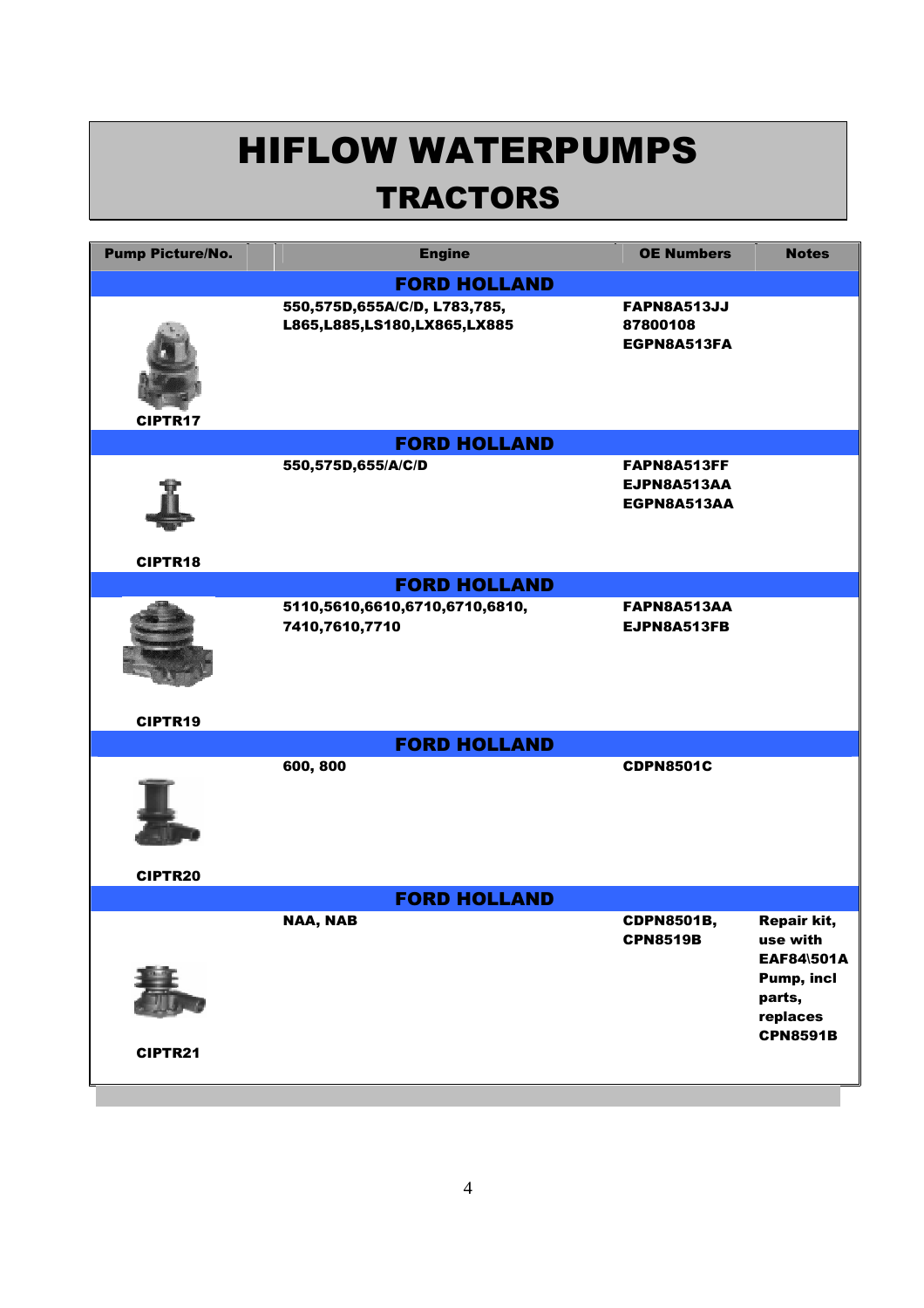# HIFLOW WATERPUMPS

## TRACTORS

| Pump Picture/No. | Engine | OE Numbers | Notes |
| --- | --- | --- | --- |
| | **FORD HOLLAND** | | |
| CIPTR17 | 550,575D,655A/C/D, L783,785, L865,L885,LS180,LX865,LX885 | FAPN8A513JJ 87800108 EGPN8A513FA | |
| | **FORD HOLLAND** | | |
| CIPTR18 | 550,575D,655/A/C/D | FAPN8A513FF EJPN8A513AA EGPN8A513AA | |
| | **FORD HOLLAND** | | |
| CIPTR19 | 5110,5610,6610,6710,6710,6810, 7410,7610,7710 | FAPN8A513AA EJPN8A513FB | |
| | **FORD HOLLAND** | | |
| CIPTR20 | 600, 800 | CDPN8501C | |
| | **FORD HOLLAND** | | |
| CIPTR21 | NAA, NAB | CDPN8501B, CPN8519B | Repair kit, use with EAF84\501A Pump, incl parts, replaces CPN8591B |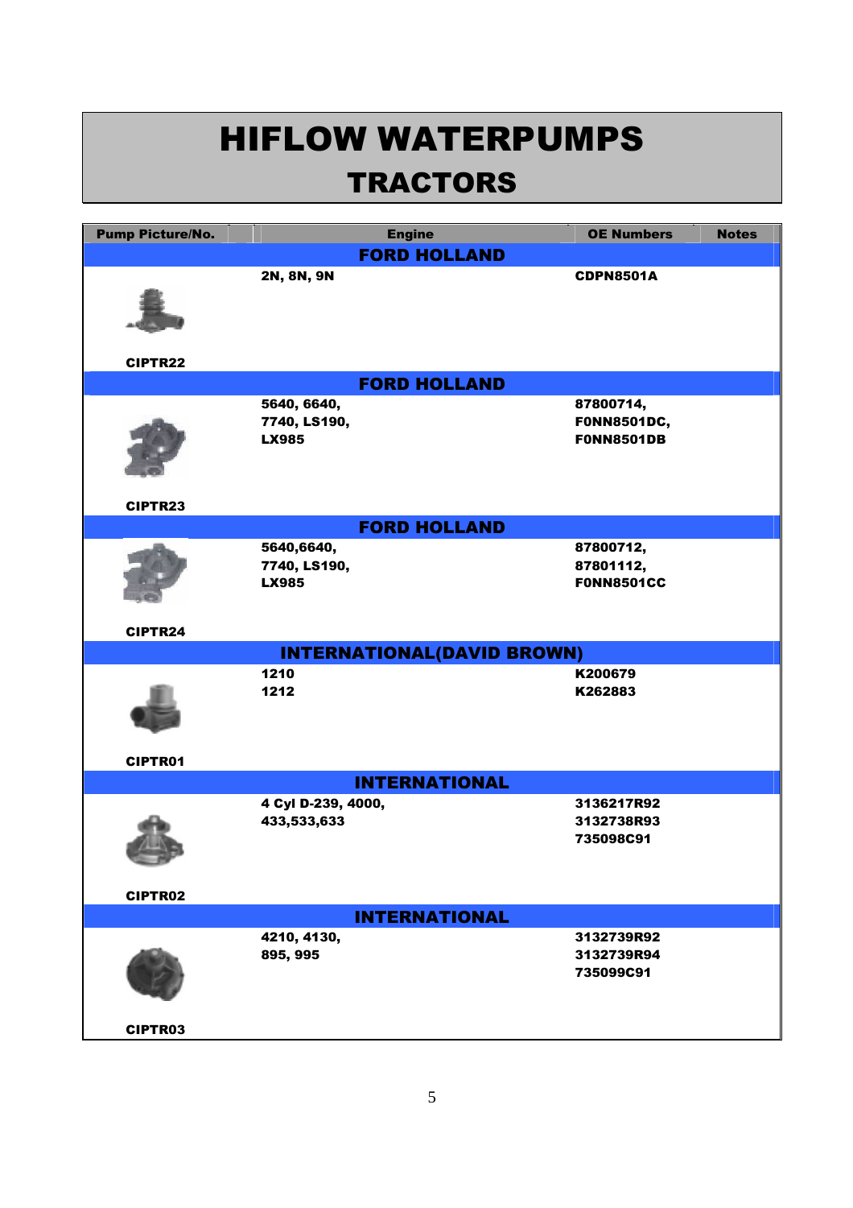# HIFLOW WATERPUMPS

## TRACTORS

| Pump Picture/No. | Engine | OE Numbers | Notes |
|---|---|---|---|
| | **FORD HOLLAND** | | |
| CIPTR22 | 2N, 8N, 9N | CDPN8501A | |
| | **FORD HOLLAND** | | |
| CIPTR23 | 5640, 6640, 7740, LS190, LX985 | 87800714, F0NN8501DC, F0NN8501DB | |
| | **FORD HOLLAND** | | |
| CIPTR24 | 5640,6640, 7740, LS190, LX985 | 87800712, 87801112, F0NN8501CC | |
| | **INTERNATIONAL(DAVID BROWN)** | | |
| CIPTR01 | 1210<br>1212 | K200679<br>K262883 | |
| | **INTERNATIONAL** | | |
| CIPTR02 | 4 Cyl D-239, 4000, 433,533,633 | 3136217R92<br>3132738R93<br>735098C91 | |
| | **INTERNATIONAL** | | |
| CIPTR03 | 4210, 4130, 895, 995 | 3132739R92<br>3132739R94<br>735099C91 | |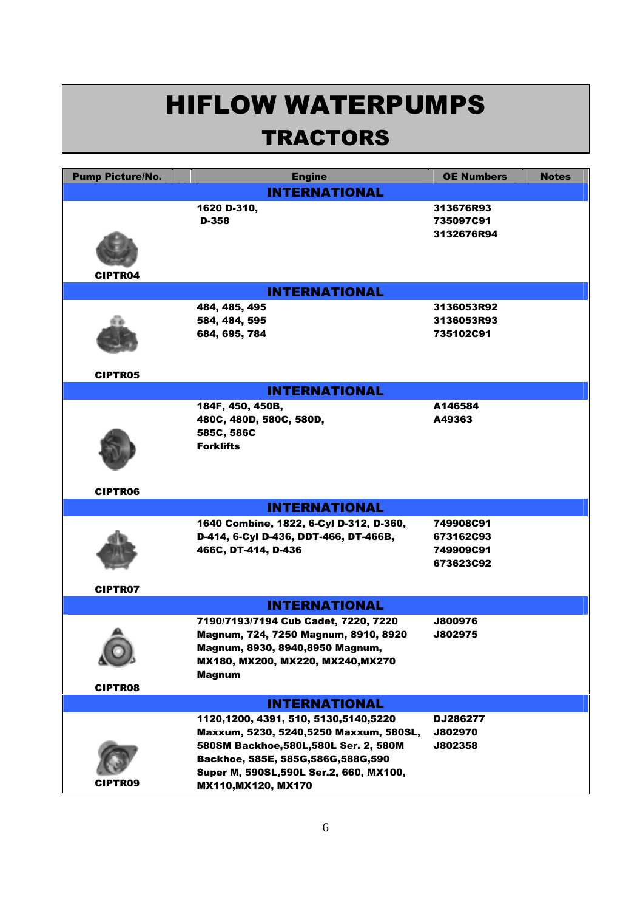# HIFLOW WATERPUMPS

## TRACTORS

| Pump Picture/No. | Engine | OE Numbers | Notes |
|---|---|---|---|
| | **INTERNATIONAL** | | |
| CIPTR04 | 1620 D-310, D-358 | 313676R93 735097C91 3132676R94 | |
| | **INTERNATIONAL** | | |
| CIPTR05 | 484, 485, 495 584, 484, 595 684, 695, 784 | 3136053R92 3136053R93 735102C91 | |
| | **INTERNATIONAL** | | |
| CIPTR06 | 184F, 450, 450B, 480C, 480D, 580C, 580D, 585C, 586C Forklifts | A146584 A49363 | |
| | **INTERNATIONAL** | | |
| CIPTR07 | 1640 Combine, 1822, 6-Cyl D-312, D-360, D-414, 6-Cyl D-436, DDT-466, DT-466B, 466C, DT-414, D-436 | 749908C91 673162C93 749909C91 673623C92 | |
| | **INTERNATIONAL** | | |
| CIPTR08 | 7190/7193/7194 Cub Cadet, 7220, 7220 Magnum, 724, 7250 Magnum, 8910, 8920 Magnum, 8930, 8940,8950 Magnum, MX180, MX200, MX220, MX240,MX270 Magnum | J800976 J802975 | |
| | **INTERNATIONAL** | | |
| CIPTR09 | 1120,1200, 4391, 510, 5130,5140,5220 Maxxum, 5230, 5240,5250 Maxxum, 580SL, 580SM Backhoe,580L,580L Ser. 2, 580M Backhoe, 585E, 585G,586G,588G,590 Super M, 590SL,590L Ser.2, 660, MX100, MX110,MX120, MX170 | DJ286277 J802970 J802358 | |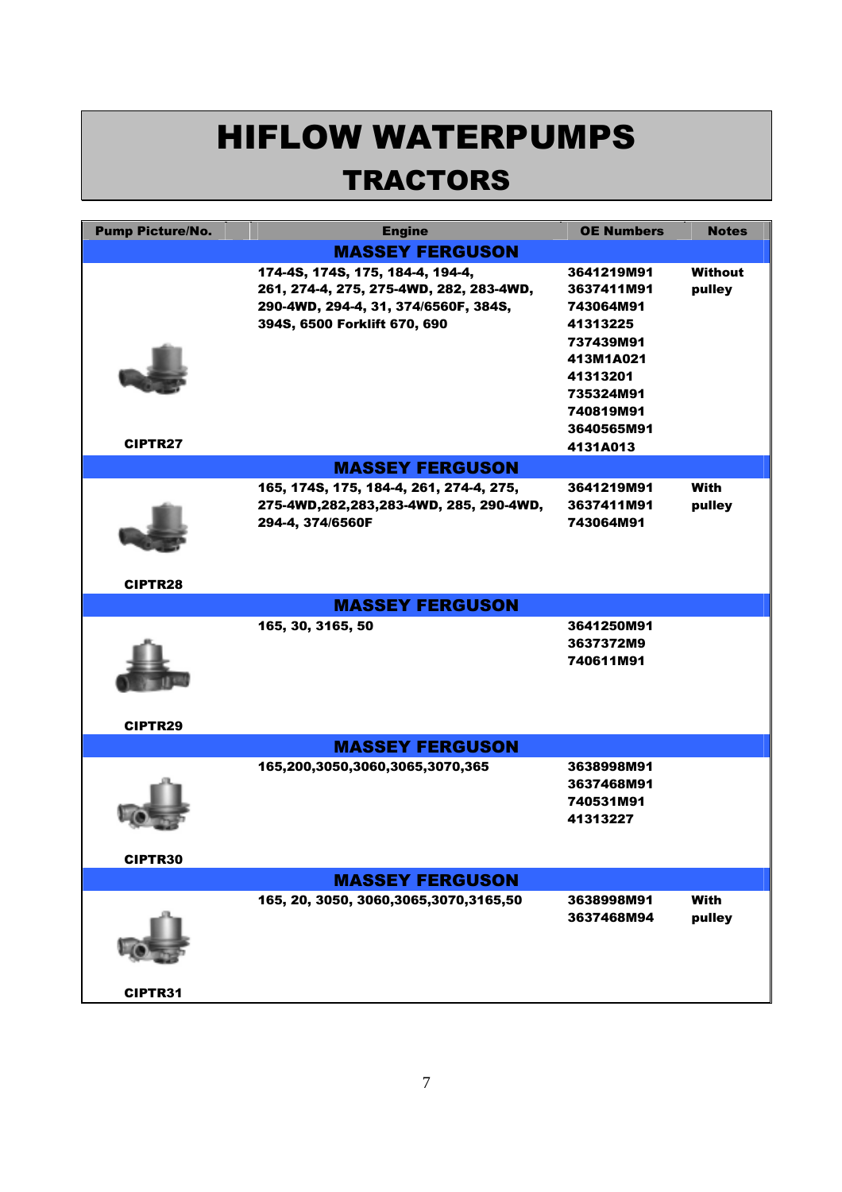# HIFLOW WATERPUMPS

## TRACTORS

| Pump Picture/No. | Engine | OE Numbers | Notes |
|---|---|---|---|
| | **MASSEY FERGUSON** | | |
| CIPTR27 | 174-4S, 174S, 175, 184-4, 194-4, 261, 274-4, 275, 275-4WD, 282, 283-4WD, 290-4WD, 294-4, 31, 374/6560F, 384S, 394S, 6500 Forklift 670, 690 | 3641219M91<br>3637411M91<br>743064M91<br>41313225<br>737439M91<br>413M1A021<br>41313201<br>735324M91<br>740819M91<br>3640565M91<br>4131A013 | Without pulley |
| | **MASSEY FERGUSON** | | |
| CIPTR28 | 165, 174S, 175, 184-4, 261, 274-4, 275, 275-4WD,282,283,283-4WD, 285, 290-4WD, 294-4, 374/6560F | 3641219M91<br>3637411M91<br>743064M91 | With pulley |
| | **MASSEY FERGUSON** | | |
| CIPTR29 | 165, 30, 3165, 50 | 3641250M91<br>3637372M9<br>740611M91 | |
| | **MASSEY FERGUSON** | | |
| CIPTR30 | 165,200,3050,3060,3065,3070,365 | 3638998M91<br>3637468M91<br>740531M91<br>41313227 | |
| | **MASSEY FERGUSON** | | |
| CIPTR31 | 165, 20, 3050, 3060,3065,3070,3165,50 | 3638998M91<br>3637468M94 | With pulley |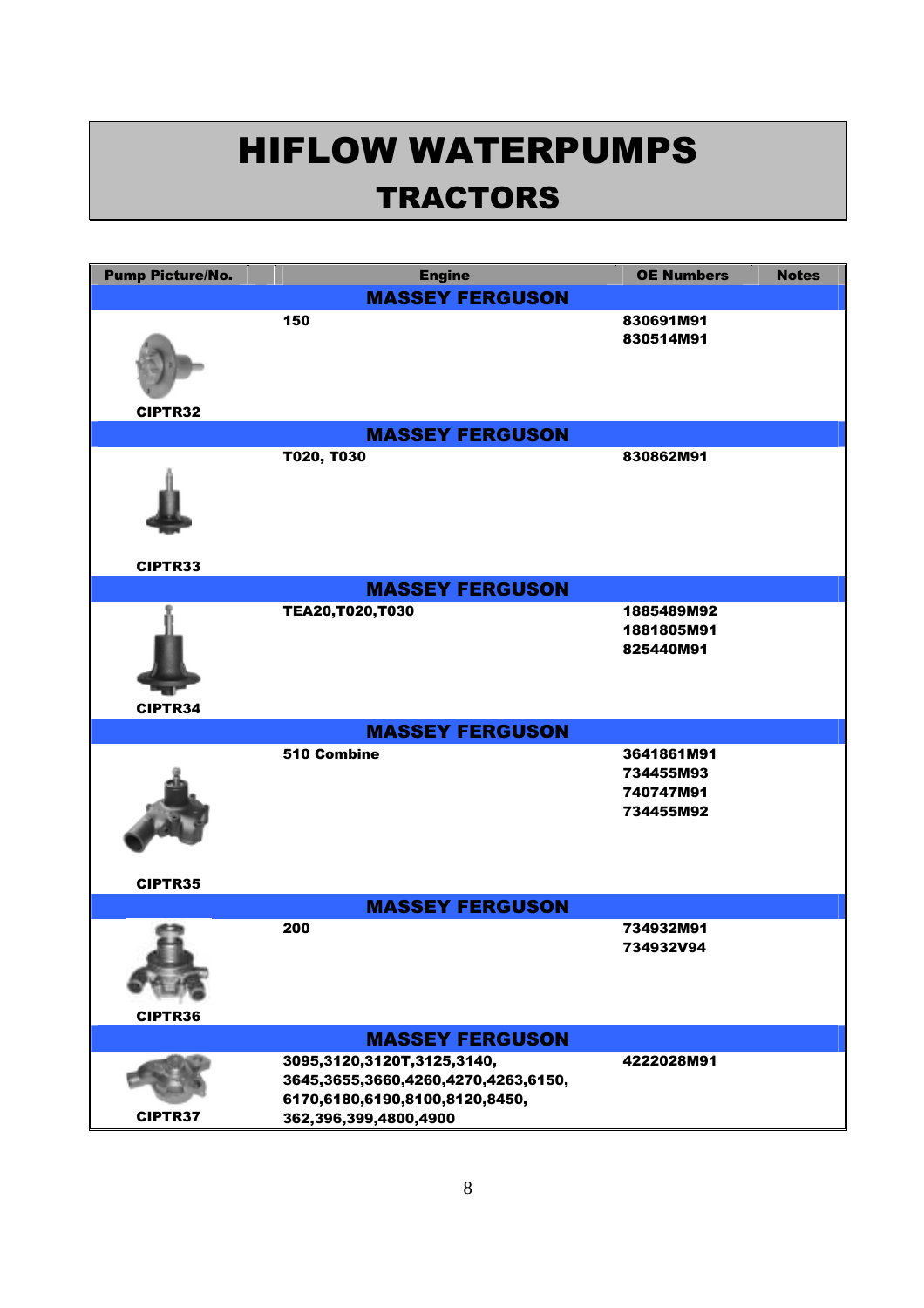# HIFLOW WATERPUMPS

## TRACTORS

| Pump Picture/No. | Engine | OE Numbers | Notes |
|---|---|---|---|
| **MASSEY FERGUSON** | | | |
| CIPTR32 | 150 | 830691M91<br>830514M91 | |
| **MASSEY FERGUSON** | | | |
| CIPTR33 | T020, T030 | 830862M91 | |
| **MASSEY FERGUSON** | | | |
| CIPTR34 | TEA20,T020,T030 | 1885489M92<br>1881805M91<br>825440M91 | |
| **MASSEY FERGUSON** | | | |
| CIPTR35 | 510 Combine | 3641861M91<br>734455M93<br>740747M91<br>734455M92 | |
| **MASSEY FERGUSON** | | | |
| CIPTR36 | 200 | 734932M91<br>734932V94 | |
| **MASSEY FERGUSON** | | | |
| CIPTR37 | 3095,3120,3120T,3125,3140, 3645,3655,3660,4260,4270,4263,6150, 6170,6180,6190,8100,8120,8450, 362,396,399,4800,4900 | 4222028M91 | |